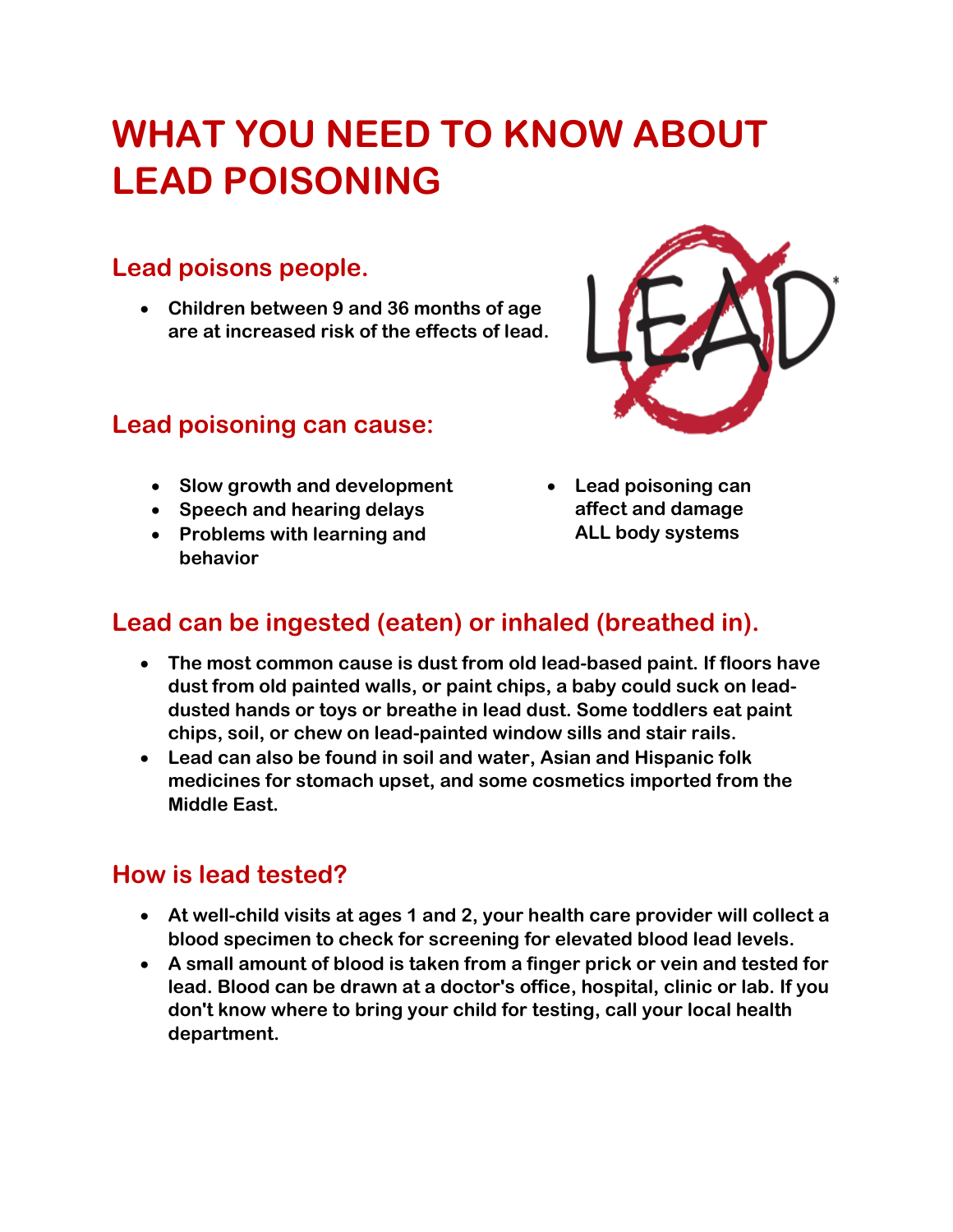# WHAT YOU NEED TO KNOW ABOUT LEAD POISONING

## Lead poisons people.

- **Children between 9 and 36 months of age are at increased risk of the effects of lead.**

## Lead poisoning can cause:

- **Slow growth and development**
- **Speech and hearing delays**
- **Problems with learning and behavior**
- **Lead poisoning can affect and damage ALL body systems**

## Lead can be ingested (eaten) or inhaled (breathed in).

- **The most common cause is dust from old lead-based paint. If floors have dust from old painted walls, or paint chips, a baby could suck on lead-dusted hands or toys or breathe in lead dust. Some toddlers eat paint chips, soil, or chew on lead-painted window sills and stair rails.**
- **Lead can also be found in soil and water, Asian and Hispanic folk medicines for stomach upset, and some cosmetics imported from the Middle East.**

## How is lead tested?

- **At well-child visits at ages 1 and 2, your health care provider will collect a blood specimen to check for screening for elevated blood lead levels.**
- **A small amount of blood is taken from a finger prick or vein and tested for lead. Blood can be drawn at a doctor's office, hospital, clinic or lab. If you don't know where to bring your child for testing, call your local health department.**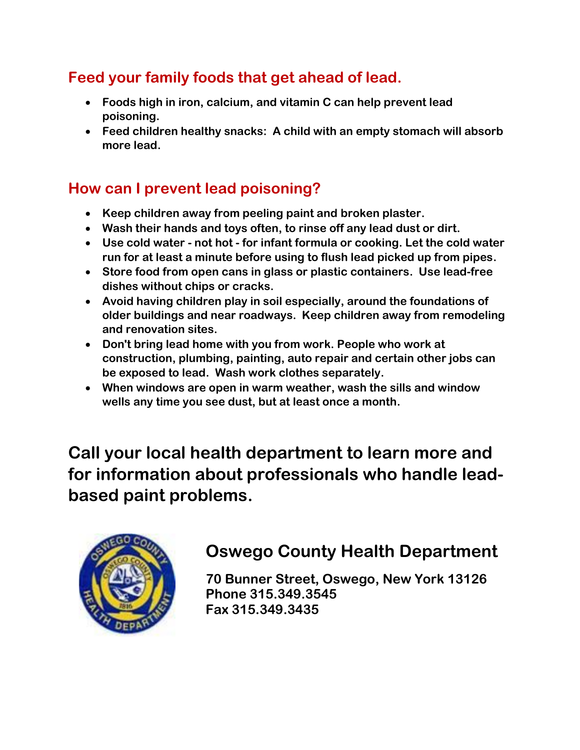## Feed your family foods that get ahead of lead.

- **Foods high in iron, calcium, and vitamin C can help prevent lead poisoning.**
- **Feed children healthy snacks: A child with an empty stomach will absorb more lead.**

## How can I prevent lead poisoning?

- **Keep children away from peeling paint and broken plaster.**
- **Wash their hands and toys often, to rinse off any lead dust or dirt.**
- **Use cold water - not hot - for infant formula or cooking. Let the cold water run for at least a minute before using to flush lead picked up from pipes.**
- **Store food from open cans in glass or plastic containers. Use lead-free dishes without chips or cracks.**
- **Avoid having children play in soil especially, around the foundations of older buildings and near roadways. Keep children away from remodeling and renovation sites.**
- **Don't bring lead home with you from work. People who work at construction, plumbing, painting, auto repair and certain other jobs can be exposed to lead. Wash work clothes separately.**
- **When windows are open in warm weather, wash the sills and window wells any time you see dust, but at least once a month.**

# Call your local health department to learn more and for information about professionals who handle lead-based paint problems.

## Oswego County Health Department

**70 Bunner Street, Oswego, New York 13126**
**Phone 315.349.3545**
**Fax 315.349.3435**